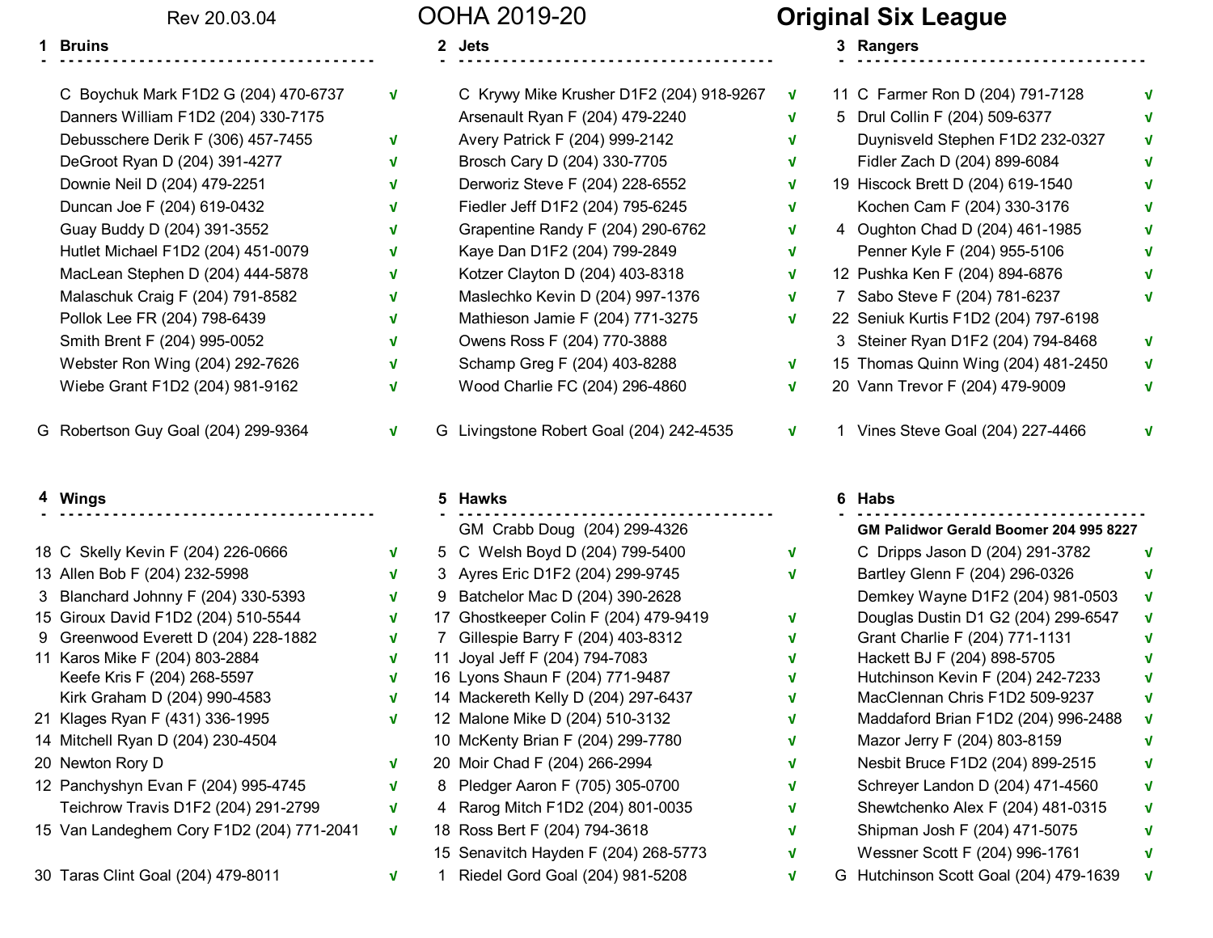Rev 20.03.04

# OOHA 2019-20

# Original Six League

## 1 Bruins

| # | Player | Position | Phone | ✓ |
|---|---|---|---|---|
| C | Boychuk Mark | F1D2 G | (204) 470-6737 | √ |
| | Danners William | F1D2 | (204) 330-7175 | |
| | Debusschere Derik | F | (306) 457-7455 | √ |
| | DeGroot Ryan | D | (204) 391-4277 | √ |
| | Downie Neil | D | (204) 479-2251 | √ |
| | Duncan Joe | F | (204) 619-0432 | √ |
| | Guay Buddy | D | (204) 391-3552 | √ |
| | Hutlet Michael | F1D2 | (204) 451-0079 | √ |
| | MacLean Stephen | D | (204) 444-5878 | √ |
| | Malaschuk Craig | F | (204) 791-8582 | √ |
| | Pollok Lee | FR | (204) 798-6439 | √ |
| | Smith Brent | F | (204) 995-0052 | √ |
| | Webster Ron | Wing | (204) 292-7626 | √ |
| | Wiebe Grant | F1D2 | (204) 981-9162 | √ |
| G | Robertson Guy | Goal | (204) 299-9364 | √ |

## 2 Jets

| # | Player | Position | Phone | ✓ |
|---|---|---|---|---|
| C | Krywy Mike Krusher | D1F2 | (204) 918-9267 | √ |
| | Arsenault Ryan | F | (204) 479-2240 | √ |
| | Avery Patrick | F | (204) 999-2142 | √ |
| | Brosch Cary | D | (204) 330-7705 | √ |
| | Derworiz Steve | F | (204) 228-6552 | √ |
| | Fiedler Jeff | D1F2 | (204) 795-6245 | √ |
| | Grapentine Randy | F | (204) 290-6762 | √ |
| | Kaye Dan | D1F2 | (204) 799-2849 | √ |
| | Kotzer Clayton | D | (204) 403-8318 | √ |
| | Maslechko Kevin | D | (204) 997-1376 | √ |
| | Mathieson Jamie | F | (204) 771-3275 | √ |
| | Owens Ross | F | (204) 770-3888 | |
| | Schamp Greg | F | (204) 403-8288 | √ |
| | Wood Charlie | FC | (204) 296-4860 | √ |
| G | Livingstone Robert | Goal | (204) 242-4535 | √ |

## 3 Rangers

| # | Player | Position | Phone | ✓ |
|---|---|---|---|---|
| 11 C | Farmer Ron | D | (204) 791-7128 | √ |
| 5 | Drul Collin | F | (204) 509-6377 | √ |
| | Duynisveld Stephen | F1D2 | 232-0327 | √ |
| | Fidler Zach | D | (204) 899-6084 | √ |
| 19 | Hiscock Brett | D | (204) 619-1540 | √ |
| | Kochen Cam | F | (204) 330-3176 | √ |
| 4 | Oughton Chad | D | (204) 461-1985 | √ |
| | Penner Kyle | F | (204) 955-5106 | √ |
| 12 | Pushka Ken | F | (204) 894-6876 | √ |
| 7 | Sabo Steve | F | (204) 781-6237 | √ |
| 22 | Seniuk Kurtis | F1D2 | (204) 797-6198 | |
| 3 | Steiner Ryan | D1F2 | (204) 794-8468 | √ |
| 15 | Thomas Quinn | Wing | (204) 481-2450 | √ |
| 20 | Vann Trevor | F | (204) 479-9009 | √ |
| 1 | Vines Steve | Goal | (204) 227-4466 | √ |

## 4 Wings

| # | Player | Position | Phone | ✓ |
|---|---|---|---|---|
| 18 C | Skelly Kevin | F | (204) 226-0666 | √ |
| 13 | Allen Bob | F | (204) 232-5998 | √ |
| 3 | Blanchard Johnny | F | (204) 330-5393 | √ |
| 15 | Giroux David | F1D2 | (204) 510-5544 | √ |
| 9 | Greenwood Everett | D | (204) 228-1882 | √ |
| 11 | Karos Mike | F | (204) 803-2884 | √ |
| | Keefe Kris | F | (204) 268-5597 | √ |
| | Kirk Graham | D | (204) 990-4583 | √ |
| 21 | Klages Ryan | F | (431) 336-1995 | √ |
| 14 | Mitchell Ryan | D | (204) 230-4504 | |
| 20 | Newton Rory | D | | √ |
| 12 | Panchyshyn Evan | F | (204) 995-4745 | √ |
| | Teichrow Travis | D1F2 | (204) 291-2799 | √ |
| 15 | Van Landeghem Cory | F1D2 | (204) 771-2041 | √ |
| 30 | Taras Clint | Goal | (204) 479-8011 | √ |

## 5 Hawks

| # | Player | Position | Phone | ✓ |
|---|---|---|---|---|
| GM | Crabb Doug | | (204) 299-4326 | |
| 5 C | Welsh Boyd | D | (204) 799-5400 | √ |
| 3 | Ayres Eric | D1F2 | (204) 299-9745 | √ |
| 9 | Batchelor Mac | D | (204) 390-2628 | |
| 17 | Ghostkeeper Colin | F | (204) 479-9419 | √ |
| 7 | Gillespie Barry | F | (204) 403-8312 | √ |
| 11 | Joyal Jeff | F | (204) 794-7083 | √ |
| 16 | Lyons Shaun | F | (204) 771-9487 | √ |
| 14 | Mackereth Kelly | D | (204) 297-6437 | √ |
| 12 | Malone Mike | D | (204) 510-3132 | √ |
| 10 | McKenty Brian | F | (204) 299-7780 | √ |
| 20 | Moir Chad | F | (204) 266-2994 | √ |
| 8 | Pledger Aaron | F | (705) 305-0700 | √ |
| 4 | Rarog Mitch | F1D2 | (204) 801-0035 | √ |
| 18 | Ross Bert | F | (204) 794-3618 | √ |
| 15 | Senavitch Hayden | F | (204) 268-5773 | √ |
| 1 | Riedel Gord | Goal | (204) 981-5208 | √ |

## 6 Habs

**GM Palidwor Gerald Boomer 204 995 8227**

| # | Player | Position | Phone | ✓ |
|---|---|---|---|---|
| C | Dripps Jason | D | (204) 291-3782 | √ |
| | Bartley Glenn | F | (204) 296-0326 | √ |
| | Demkey Wayne | D1F2 | (204) 981-0503 | √ |
| | Douglas Dustin | D1 G2 | (204) 299-6547 | √ |
| | Grant Charlie | F | (204) 771-1131 | √ |
| | Hackett BJ | F | (204) 898-5705 | √ |
| | Hutchinson Kevin | F | (204) 242-7233 | √ |
| | MacClennan Chris | F1D2 | 509-9237 | √ |
| | Maddaford Brian | F1D2 | (204) 996-2488 | √ |
| | Mazor Jerry | F | (204) 803-8159 | √ |
| | Nesbit Bruce | F1D2 | (204) 899-2515 | √ |
| | Schreyer Landon | D | (204) 471-4560 | √ |
| | Shewtchenko Alex | F | (204) 481-0315 | √ |
| | Shipman Josh | F | (204) 471-5075 | √ |
| | Wessner Scott | F | (204) 996-1761 | √ |
| G | Hutchinson Scott | Goal | (204) 479-1639 | √ |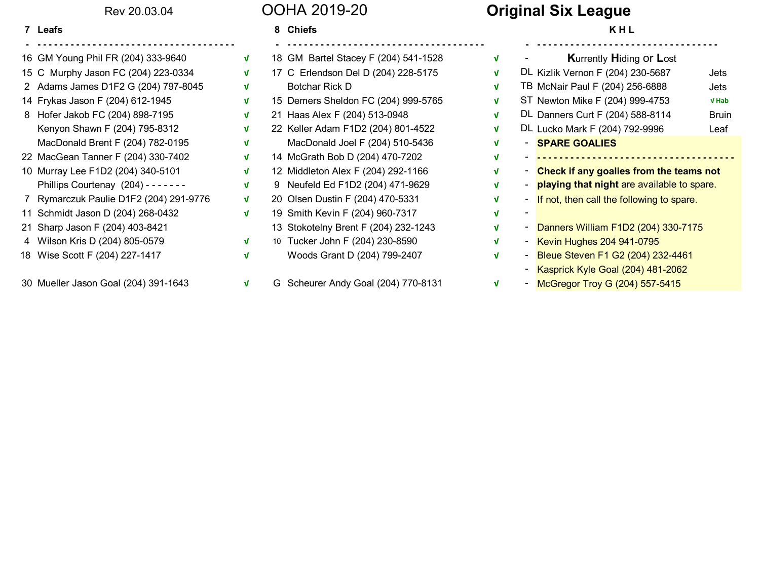Rev 20.03.04

# OOHA 2019-20

## Original Six League

| # | Leafs | | # | Chiefs | | | K H L | |
|---|---|---|---|---|---|---|---|---|
| 7 | Leafs | | 8 | Chiefs | | | K H L | |
| - | - - - - - - - - - - - - - - - - - - - - - - - - - - - - - - - - - - - - | | - | - - - - - - - - - - - - - - - - - - - - - - - - - - - - - - - - - - - - | | - | - - - - - - - - - - - - - - - - - - - - - - - - - - - - - - - - - | |
| 16 | GM Young Phil FR (204) 333-9640 | √ | 18 | GM Bartel Stacey F (204) 541-1528 | √ | - | **K**urrently **H**iding or **L**ost | |
| 15 | C Murphy Jason FC (204) 223-0334 | √ | 17 | C Erlendson Del D (204) 228-5175 | √ | DL | Kizlik Vernon F (204) 230-5687 | Jets |
| 2 | Adams James D1F2 G (204) 797-8045 | √ | | Botchar Rick D | √ | TB | McNair Paul F (204) 256-6888 | Jets |
| 14 | Frykas Jason F (204) 612-1945 | √ | 15 | Demers Sheldon FC (204) 999-5765 | √ | ST | Newton Mike F (204) 999-4753 | √ Hab |
| 8 | Hofer Jakob FC (204) 898-7195 | √ | 21 | Haas Alex F (204) 513-0948 | √ | DL | Danners Curt F (204) 588-8114 | Bruin |
| | Kenyon Shawn F (204) 795-8312 | √ | 22 | Keller Adam F1D2 (204) 801-4522 | √ | DL | Lucko Mark F (204) 792-9996 | Leaf |
| | MacDonald Brent F (204) 782-0195 | √ | | MacDonald Joel F (204) 510-5436 | √ | - | **SPARE GOALIES** | |
| 22 | MacGean Tanner F (204) 330-7402 | √ | 14 | McGrath Bob D (204) 470-7202 | √ | - | - - - - - - - - - - - - - - - - - - - - - - - - - - - - - - - - - - - - | |
| 10 | Murray Lee F1D2 (204) 340-5101 | √ | 12 | Middleton Alex F (204) 292-1166 | √ | - | **Check if any goalies from the teams not** | |
| | Phillips Courtenay (204) - - - - - - - | √ | 9 | Neufeld Ed F1D2 (204) 471-9629 | √ | - | **playing that night** are available to spare. | |
| 7 | Rymarczuk Paulie D1F2 (204) 291-9776 | √ | 20 | Olsen Dustin F (204) 470-5331 | √ | - | If not, then call the following to spare. | |
| 11 | Schmidt Jason D (204) 268-0432 | √ | 19 | Smith Kevin F (204) 960-7317 | √ | - | | |
| 21 | Sharp Jason F (204) 403-8421 | | 13 | Stokotelny Brent F (204) 232-1243 | √ | - | Danners William F1D2 (204) 330-7175 | |
| 4 | Wilson Kris D (204) 805-0579 | √ | 10 | Tucker John F (204) 230-8590 | √ | - | Kevin Hughes 204 941-0795 | |
| 18 | Wise Scott F (204) 227-1417 | √ | | Woods Grant D (204) 799-2407 | √ | - | Bleue Steven F1 G2 (204) 232-4461 | |
| | | | | | | - | Kasprick Kyle Goal (204) 481-2062 | |
| 30 | Mueller Jason Goal (204) 391-1643 | √ | G | Scheurer Andy Goal (204) 770-8131 | √ | - | McGregor Troy G (204) 557-5415 | |